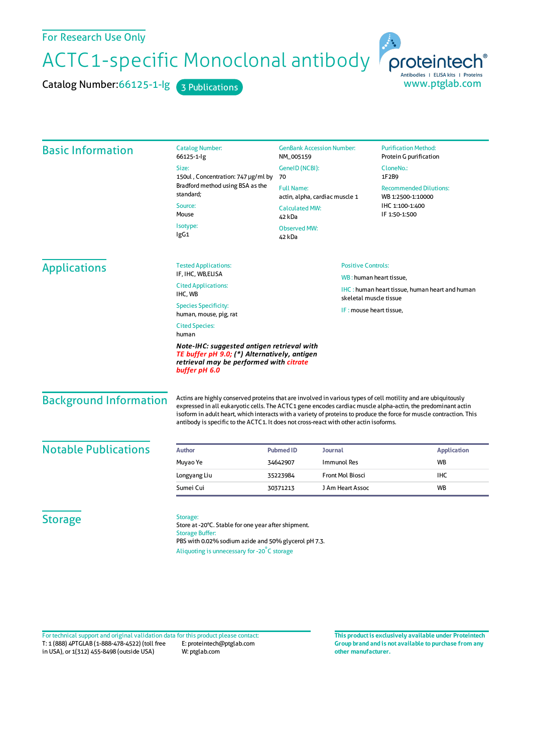For Research Use Only

# ACTC1-specific Monoclonal antibody

Catalog Number: 66125-1-Ig    3 Publications

proteintech®
Antibodies | ELISA kits | Proteins
www.ptglab.com

## Basic Information

Catalog Number:
66125-1-Ig

Size:
150ul , Concentration: 747 μg/ml by Bradford method using BSA as the standard;

Source:
Mouse

Isotype:
IgG1

GenBank Accession Number:
NM_005159

GeneID (NCBI):
70

Full Name:
actin, alpha, cardiac muscle 1

Calculated MW:
42 kDa

Observed MW:
42 kDa

Purification Method:
Protein G purification

CloneNo.:
1F2B9

Recommended Dilutions:
WB 1:2500-1:10000
IHC 1:100-1:400
IF 1:50-1:500

## Applications

Tested Applications:
IF, IHC, WB,ELISA

Cited Applications:
IHC, WB

Species Specificity:
human, mouse, pig, rat

Cited Species:
human

***Note-IHC: suggested antigen retrieval with TE buffer pH 9.0; (\*) Alternatively, antigen retrieval may be performed with citrate buffer pH 6.0***

Positive Controls:

WB : human heart tissue,

IHC : human heart tissue, human heart and human skeletal muscle tissue

IF : mouse heart tissue,

## Background Information

Actins are highly conserved proteins that are involved in various types of cell motility and are ubiquitously expressed in all eukaryotic cells. The ACTC1 gene encodes cardiac muscle alpha-actin, the predominant actin isoform in adult heart, which interacts with a variety of proteins to produce the force for muscle contraction. This antibody is specific to the ACTC1. It does not cross-react with other actin isoforms.

## Notable Publications

| Author | Pubmed ID | Journal | Application |
|---|---|---|---|
| Muyao Ye | 34642907 | Immunol Res | WB |
| Longyang Liu | 35223984 | Front Mol Biosci | IHC |
| Sumei Cui | 30371213 | J Am Heart Assoc | WB |

## Storage

Storage:
Store at -20°C. Stable for one year after shipment.
Storage Buffer:
PBS with 0.02% sodium azide and 50% glycerol pH 7.3.
Aliquoting is unnecessary for -20°C storage

For technical support and original validation data for this product please contact:
T: 1 (888) 4PTGLAB (1-888-478-4522) (toll free in USA), or 1(312) 455-8498 (outside USA)
E: proteintech@ptglab.com
W: ptglab.com

**This product is exclusively available under Proteintech Group brand and is not available to purchase from any other manufacturer.**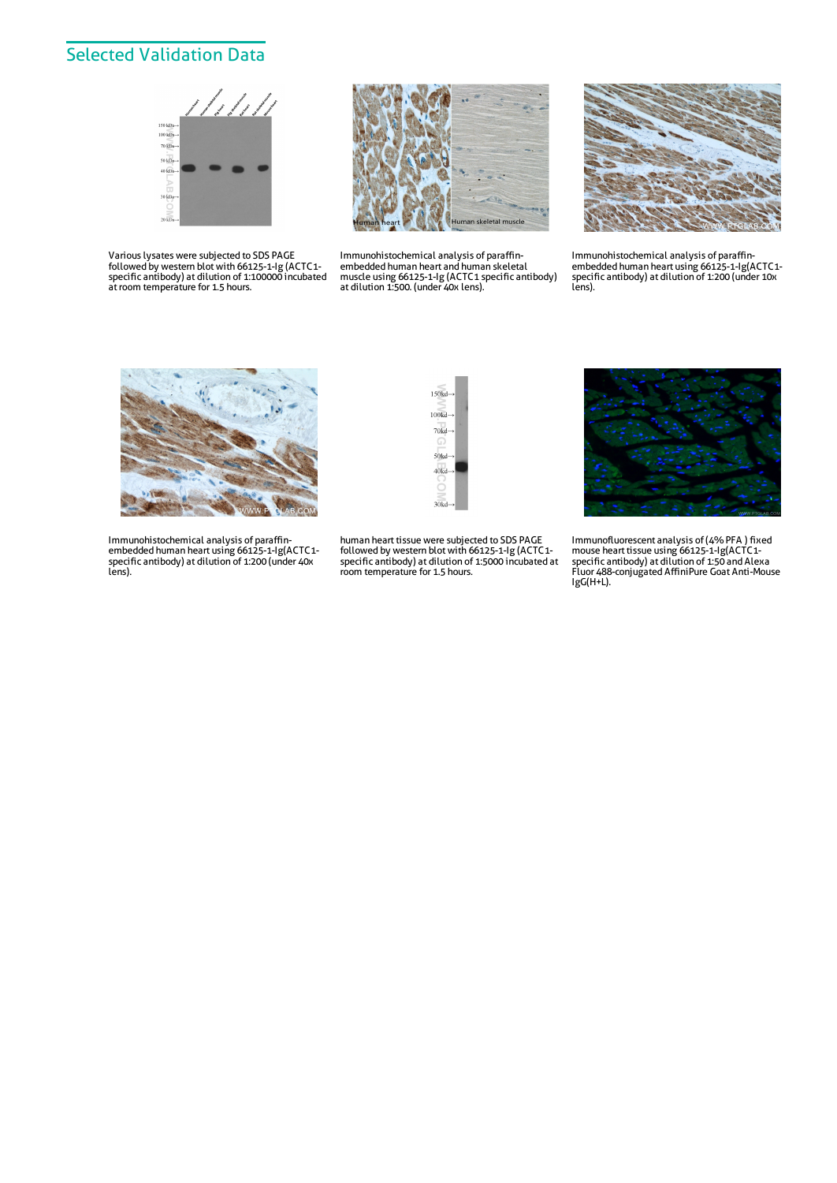## Selected Validation Data

Various lysates were subjected to SDS PAGE followed by western blot with 66125-1-Ig (ACTC1-specific antibody) at dilution of 1:100000 incubated at room temperature for 1.5 hours.

Immunohistochemical analysis of paraffin-embedded human heart and human skeletal muscle using 66125-1-Ig (ACTC1 specific antibody) at dilution 1:500. (under 40x lens).

Immunohistochemical analysis of paraffin-embedded human heart using 66125-1-Ig(ACTC1-specific antibody) at dilution of 1:200 (under 10x lens).

Immunohistochemical analysis of paraffin-embedded human heart using 66125-1-Ig(ACTC1-specific antibody) at dilution of 1:200 (under 40x lens).

human heart tissue were subjected to SDS PAGE followed by western blot with 66125-1-Ig (ACTC1-specific antibody) at dilution of 1:5000 incubated at room temperature for 1.5 hours.

Immunofluorescent analysis of (4% PFA ) fixed mouse heart tissue using 66125-1-Ig(ACTC1-specific antibody) at dilution of 1:50 and Alexa Fluor 488-conjugated AffiniPure Goat Anti-Mouse IgG(H+L).